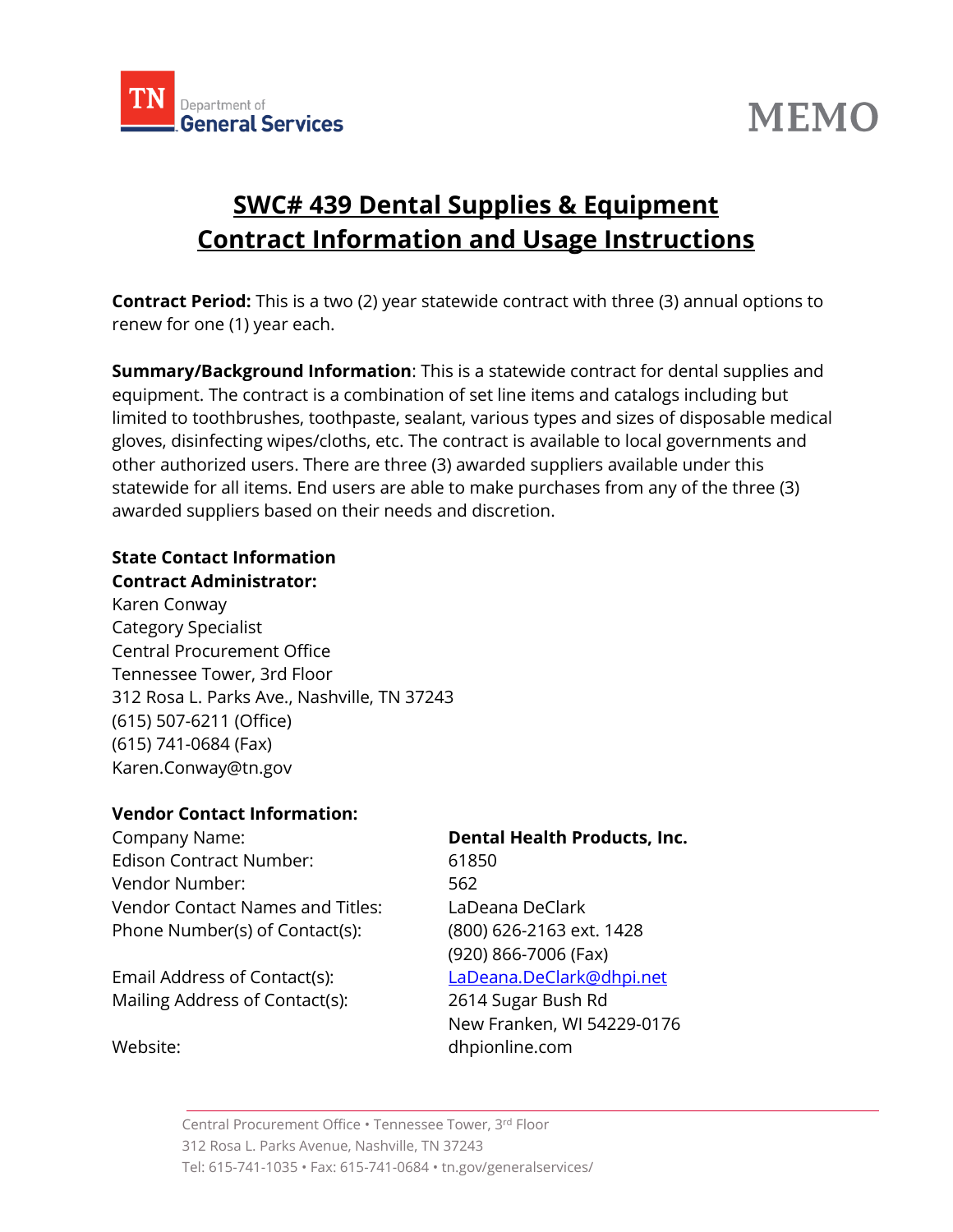TN Department of General Services

# MEMO

## SWC# 439 Dental Supplies & Equipment
## Contract Information and Usage Instructions

**Contract Period:** This is a two (2) year statewide contract with three (3) annual options to renew for one (1) year each.

**Summary/Background Information**: This is a statewide contract for dental supplies and equipment. The contract is a combination of set line items and catalogs including but limited to toothbrushes, toothpaste, sealant, various types and sizes of disposable medical gloves, disinfecting wipes/cloths, etc. The contract is available to local governments and other authorized users. There are three (3) awarded suppliers available under this statewide for all items. End users are able to make purchases from any of the three (3) awarded suppliers based on their needs and discretion.

**State Contact Information**
**Contract Administrator:**
Karen Conway
Category Specialist
Central Procurement Office
Tennessee Tower, 3rd Floor
312 Rosa L. Parks Ave., Nashville, TN 37243
(615) 507-6211 (Office)
(615) 741-0684 (Fax)
Karen.Conway@tn.gov

**Vendor Contact Information:**

| | |
|---|---|
| Company Name: | **Dental Health Products, Inc.** |
| Edison Contract Number: | 61850 |
| Vendor Number: | 562 |
| Vendor Contact Names and Titles: | LaDeana DeClark |
| Phone Number(s) of Contact(s): | (800) 626-2163 ext. 1428<br>(920) 866-7006 (Fax) |
| Email Address of Contact(s): | LaDeana.DeClark@dhpi.net |
| Mailing Address of Contact(s): | 2614 Sugar Bush Rd<br>New Franken, WI 54229-0176 |
| Website: | dhpionline.com |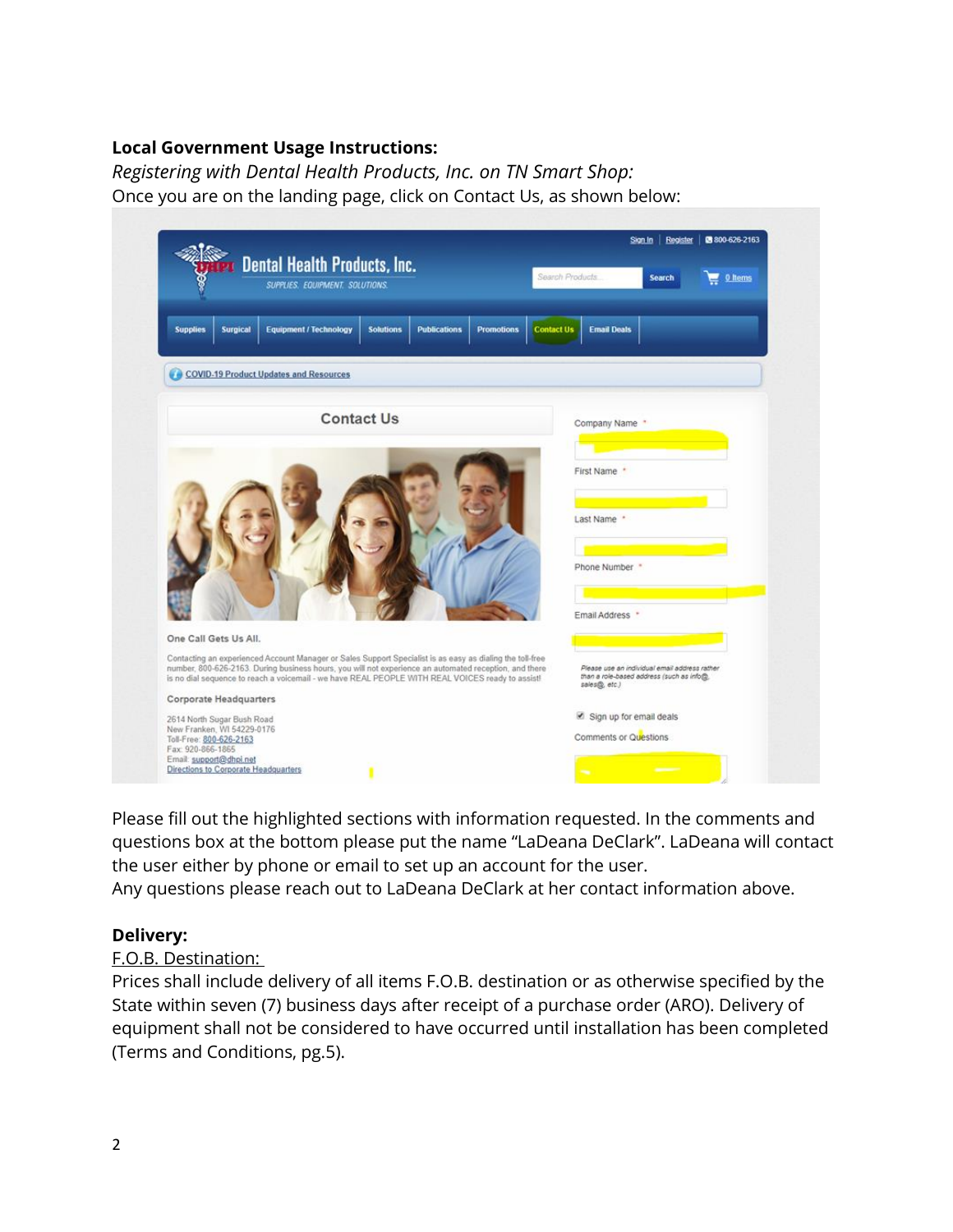**Local Government Usage Instructions:**

*Registering with Dental Health Products, Inc. on TN Smart Shop:*

Once you are on the landing page, click on Contact Us, as shown below:

Please fill out the highlighted sections with information requested. In the comments and questions box at the bottom please put the name "LaDeana DeClark". LaDeana will contact the user either by phone or email to set up an account for the user.

Any questions please reach out to LaDeana DeClark at her contact information above.

**Delivery:**

F.O.B. Destination:

Prices shall include delivery of all items F.O.B. destination or as otherwise specified by the State within seven (7) business days after receipt of a purchase order (ARO). Delivery of equipment shall not be considered to have occurred until installation has been completed (Terms and Conditions, pg.5).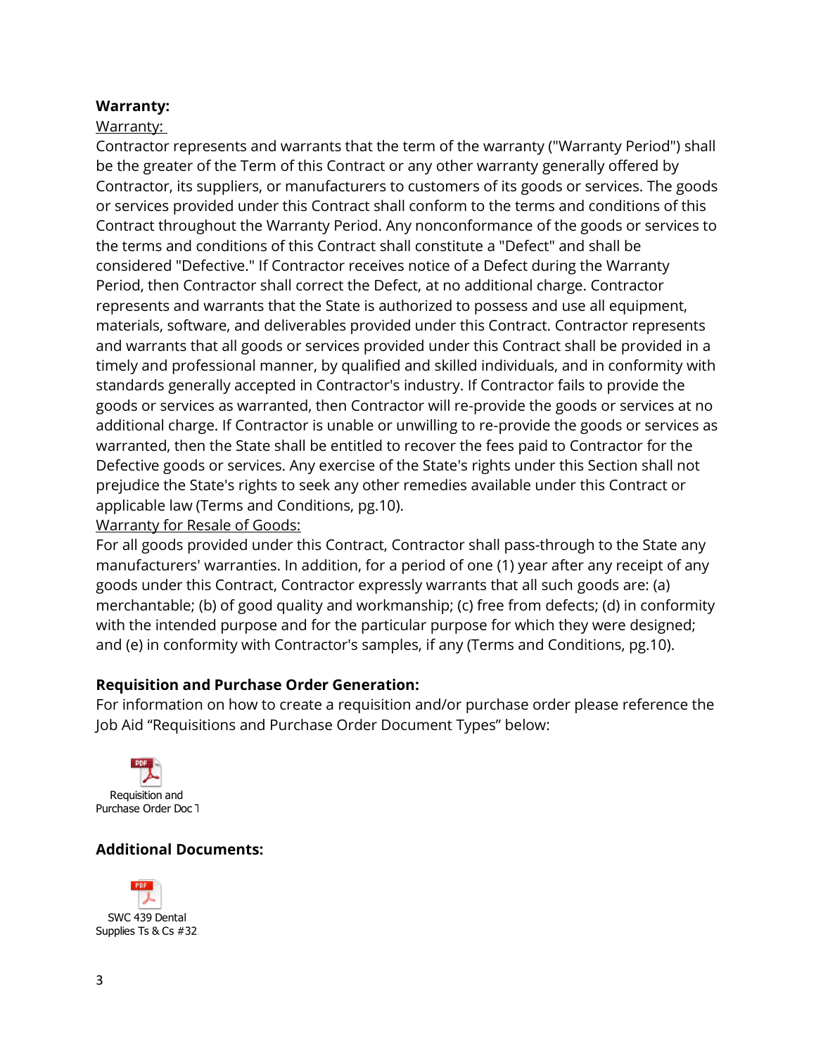**Warranty:**

Warranty:

Contractor represents and warrants that the term of the warranty ("Warranty Period") shall be the greater of the Term of this Contract or any other warranty generally offered by Contractor, its suppliers, or manufacturers to customers of its goods or services. The goods or services provided under this Contract shall conform to the terms and conditions of this Contract throughout the Warranty Period. Any nonconformance of the goods or services to the terms and conditions of this Contract shall constitute a "Defect" and shall be considered "Defective." If Contractor receives notice of a Defect during the Warranty Period, then Contractor shall correct the Defect, at no additional charge. Contractor represents and warrants that the State is authorized to possess and use all equipment, materials, software, and deliverables provided under this Contract. Contractor represents and warrants that all goods or services provided under this Contract shall be provided in a timely and professional manner, by qualified and skilled individuals, and in conformity with standards generally accepted in Contractor's industry. If Contractor fails to provide the goods or services as warranted, then Contractor will re-provide the goods or services at no additional charge. If Contractor is unable or unwilling to re-provide the goods or services as warranted, then the State shall be entitled to recover the fees paid to Contractor for the Defective goods or services. Any exercise of the State's rights under this Section shall not prejudice the State's rights to seek any other remedies available under this Contract or applicable law (Terms and Conditions, pg.10).

Warranty for Resale of Goods:

For all goods provided under this Contract, Contractor shall pass-through to the State any manufacturers' warranties. In addition, for a period of one (1) year after any receipt of any goods under this Contract, Contractor expressly warrants that all such goods are: (a) merchantable; (b) of good quality and workmanship; (c) free from defects; (d) in conformity with the intended purpose and for the particular purpose for which they were designed; and (e) in conformity with Contractor's samples, if any (Terms and Conditions, pg.10).

**Requisition and Purchase Order Generation:**

For information on how to create a requisition and/or purchase order please reference the Job Aid "Requisitions and Purchase Order Document Types" below:

Requisition and Purchase Order Doc T

**Additional Documents:**

SWC 439 Dental Supplies Ts & Cs #32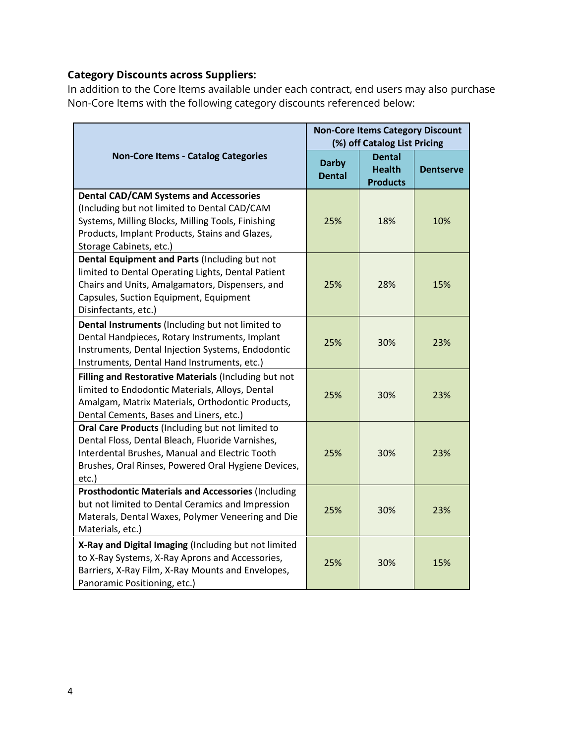**Category Discounts across Suppliers:**

In addition to the Core Items available under each contract, end users may also purchase Non-Core Items with the following category discounts referenced below:

| Non-Core Items - Catalog Categories | Non-Core Items Category Discount (%) off Catalog List Pricing | | |
|---|---|---|---|
| | Darby Dental | Dental Health Products | Dentserve |
| **Dental CAD/CAM Systems and Accessories** (Including but not limited to Dental CAD/CAM Systems, Milling Blocks, Milling Tools, Finishing Products, Implant Products, Stains and Glazes, Storage Cabinets, etc.) | 25% | 18% | 10% |
| **Dental Equipment and Parts** (Including but not limited to Dental Operating Lights, Dental Patient Chairs and Units, Amalgamators, Dispensers, and Capsules, Suction Equipment, Equipment Disinfectants, etc.) | 25% | 28% | 15% |
| **Dental Instruments** (Including but not limited to Dental Handpieces, Rotary Instruments, Implant Instruments, Dental Injection Systems, Endodontic Instruments, Dental Hand Instruments, etc.) | 25% | 30% | 23% |
| **Filling and Restorative Materials** (Including but not limited to Endodontic Materials, Alloys, Dental Amalgam, Matrix Materials, Orthodontic Products, Dental Cements, Bases and Liners, etc.) | 25% | 30% | 23% |
| **Oral Care Products** (Including but not limited to Dental Floss, Dental Bleach, Fluoride Varnishes, Interdental Brushes, Manual and Electric Tooth Brushes, Oral Rinses, Powered Oral Hygiene Devices, etc.) | 25% | 30% | 23% |
| **Prosthodontic Materials and Accessories** (Including but not limited to Dental Ceramics and Impression Materials, Dental Waxes, Polymer Veneering and Die Materials, etc.) | 25% | 30% | 23% |
| **X-Ray and Digital Imaging** (Including but not limited to X-Ray Systems, X-Ray Aprons and Accessories, Barriers, X-Ray Film, X-Ray Mounts and Envelopes, Panoramic Positioning, etc.) | 25% | 30% | 15% |